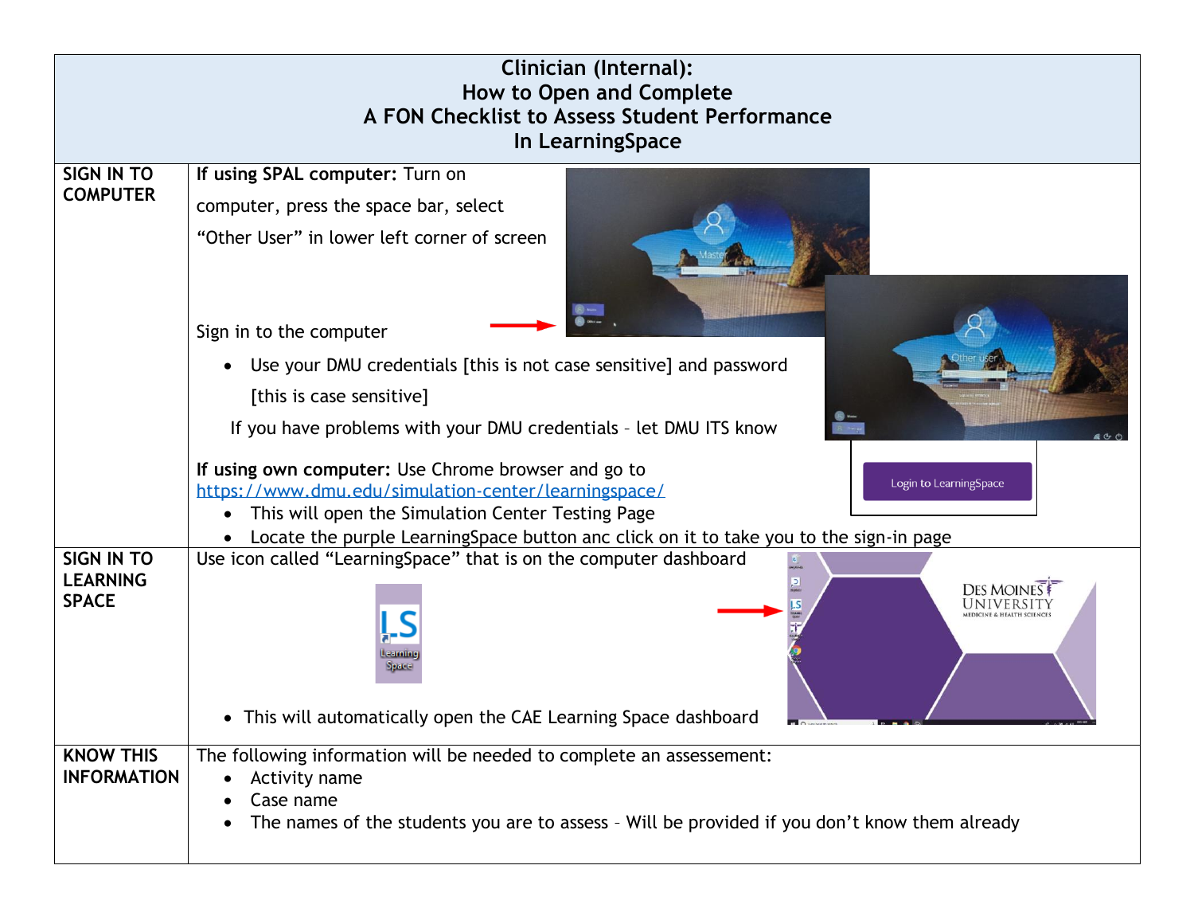# Clinician (Internal): How to Open and Complete A FON Checklist to Assess Student Performance In LearningSpace

| | |
|---|---|
| **SIGN IN TO COMPUTER** | **If using SPAL computer:** Turn on computer, press the space bar, select "Other User" in lower left corner of screen<br><br>Sign in to the computer<br>• Use your DMU credentials [this is not case sensitive] and password [this is case sensitive]<br>If you have problems with your DMU credentials – let DMU ITS know<br><br>**If using own computer:** Use Chrome browser and go to https://www.dmu.edu/simulation-center/learningspace/<br>• This will open the Simulation Center Testing Page<br>• Locate the purple LearningSpace button anc click on it to take you to the sign-in page |
| **SIGN IN TO LEARNING SPACE** | Use icon called "LearningSpace" that is on the computer dashboard<br>• This will automatically open the CAE Learning Space dashboard |
| **KNOW THIS INFORMATION** | The following information will be needed to complete an assessement:<br>• Activity name<br>• Case name<br>• The names of the students you are to assess – Will be provided if you don't know them already |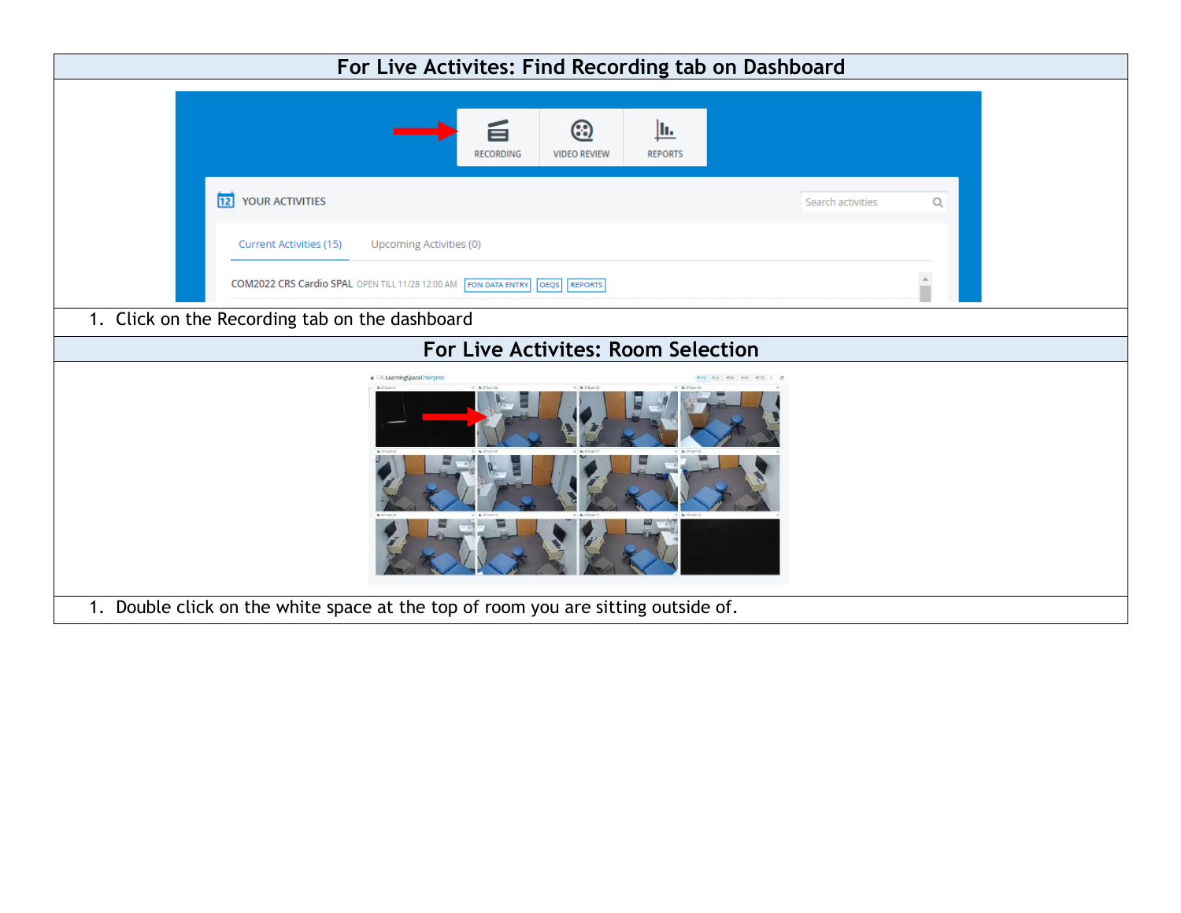| For Live Activites: Find Recording tab on Dashboard |
| --- |
| |
| 1. Click on the Recording tab on the dashboard |
| **For Live Activites: Room Selection** |
| |
| 1. Double click on the white space at the top of room you are sitting outside of. |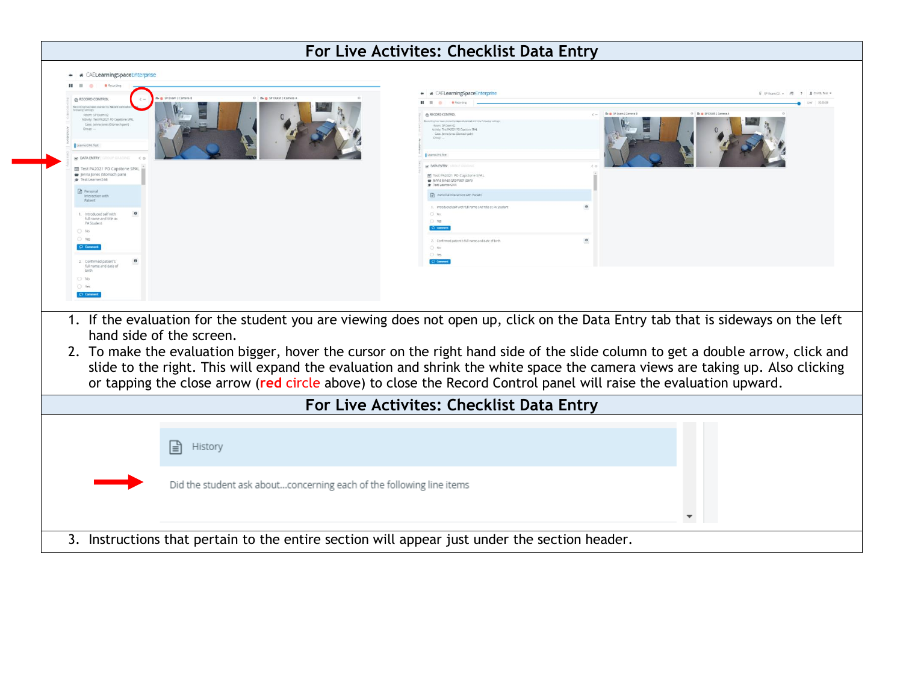## For Live Activites: Checklist Data Entry

1. If the evaluation for the student you are viewing does not open up, click on the Data Entry tab that is sideways on the left hand side of the screen.
2. To make the evaluation bigger, hover the cursor on the right hand side of the slide column to get a double arrow, click and slide to the right. This will expand the evaluation and shrink the white space the camera views are taking up. Also clicking or tapping the close arrow (**red circle** above) to close the Record Control panel will raise the evaluation upward.

## For Live Activites: Checklist Data Entry

History

Did the student ask about...concerning each of the following line items

3. Instructions that pertain to the entire section will appear just under the section header.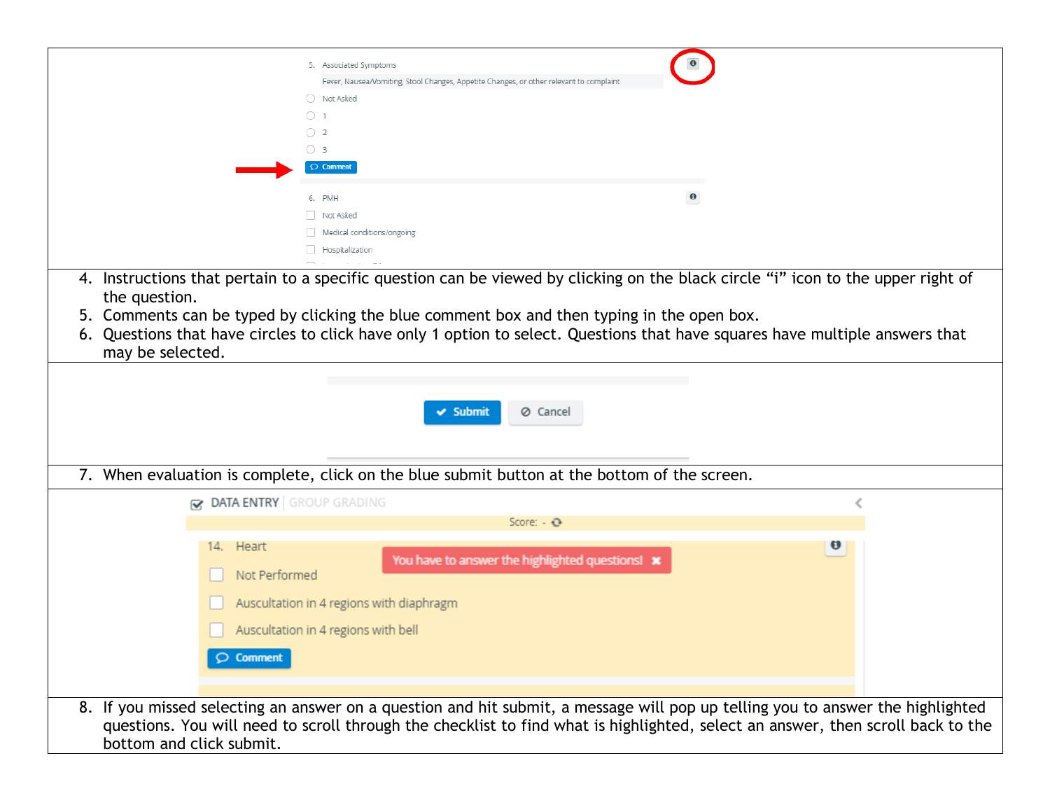5. Associated Symptoms

Fever, Nausea/Vomiting, Stool Changes, Appetite Changes, or other relevant to complaint

- Not Asked
- 1
- 2
- 3

Comment

6. PMH

- Not Asked
- Medical conditions/ongoing
- Hospitalization

4. Instructions that pertain to a specific question can be viewed by clicking on the black circle "i" icon to the upper right of the question.
5. Comments can be typed by clicking the blue comment box and then typing in the open box.
6. Questions that have circles to click have only 1 option to select. Questions that have squares have multiple answers that may be selected.

Submit Cancel

7. When evaluation is complete, click on the blue submit button at the bottom of the screen.

DATA ENTRY | GROUP GRADING

Score: -

14. Heart

You have to answer the highlighted questions!

- Not Performed
- Auscultation in 4 regions with diaphragm
- Auscultation in 4 regions with bell

Comment

8. If you missed selecting an answer on a question and hit submit, a message will pop up telling you to answer the highlighted questions. You will need to scroll through the checklist to find what is highlighted, select an answer, then scroll back to the bottom and click submit.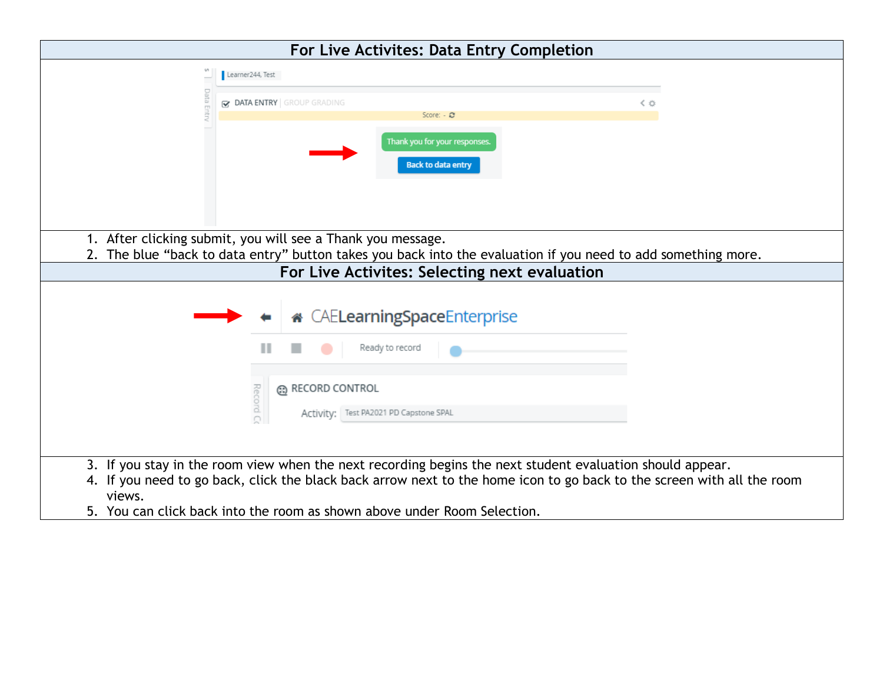## For Live Activites: Data Entry Completion

1. After clicking submit, you will see a Thank you message.
2. The blue "back to data entry" button takes you back into the evaluation if you need to add something more.

## For Live Activites: Selecting next evaluation

3. If you stay in the room view when the next recording begins the next student evaluation should appear.
4. If you need to go back, click the black back arrow next to the home icon to go back to the screen with all the room views.
5. You can click back into the room as shown above under Room Selection.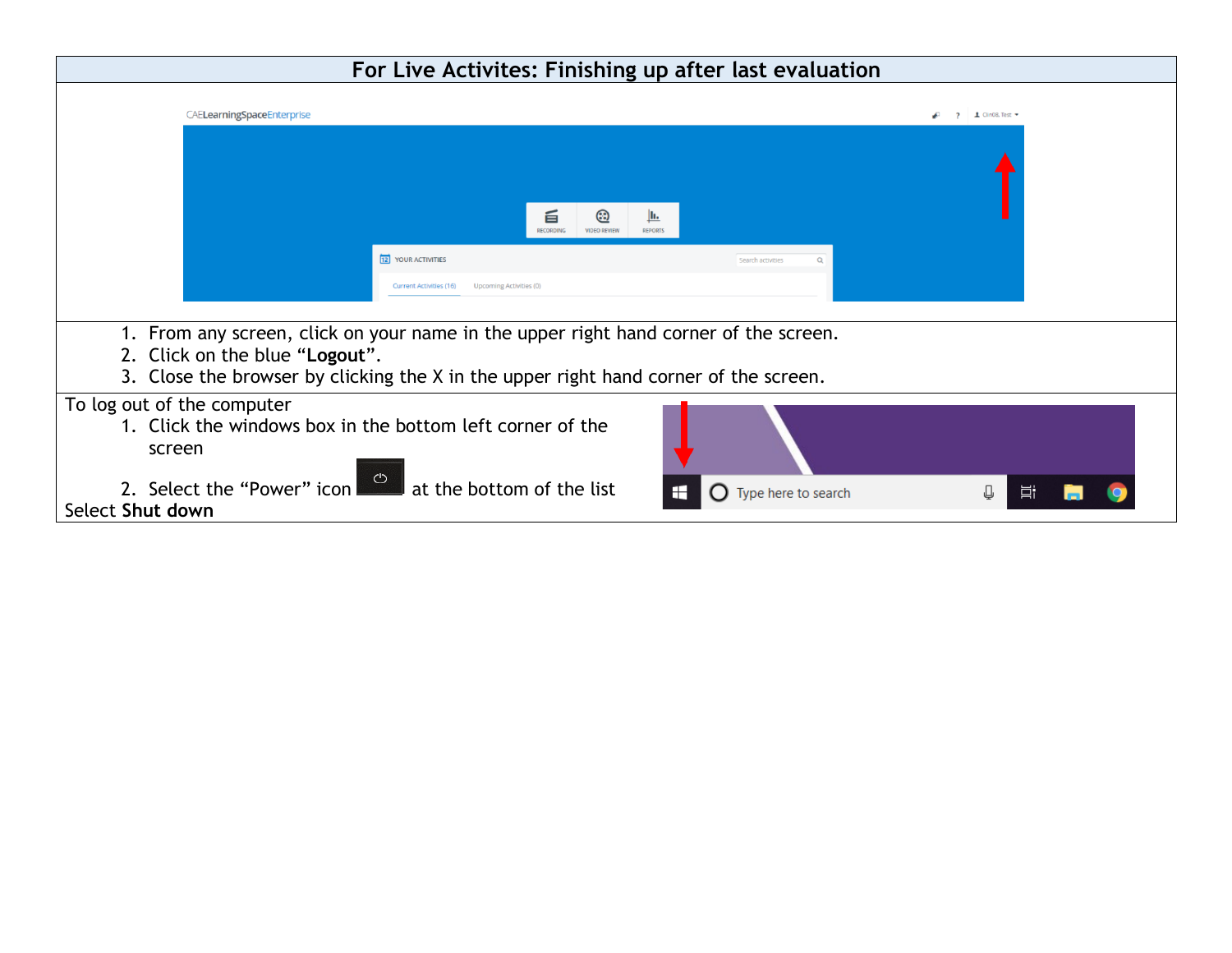## For Live Activites: Finishing up after last evaluation

1. From any screen, click on your name in the upper right hand corner of the screen.
2. Click on the blue “**Logout**”.
3. Close the browser by clicking the X in the upper right hand corner of the screen.

To log out of the computer

1. Click the windows box in the bottom left corner of the screen
2. Select the “Power” icon at the bottom of the list

Select **Shut down**